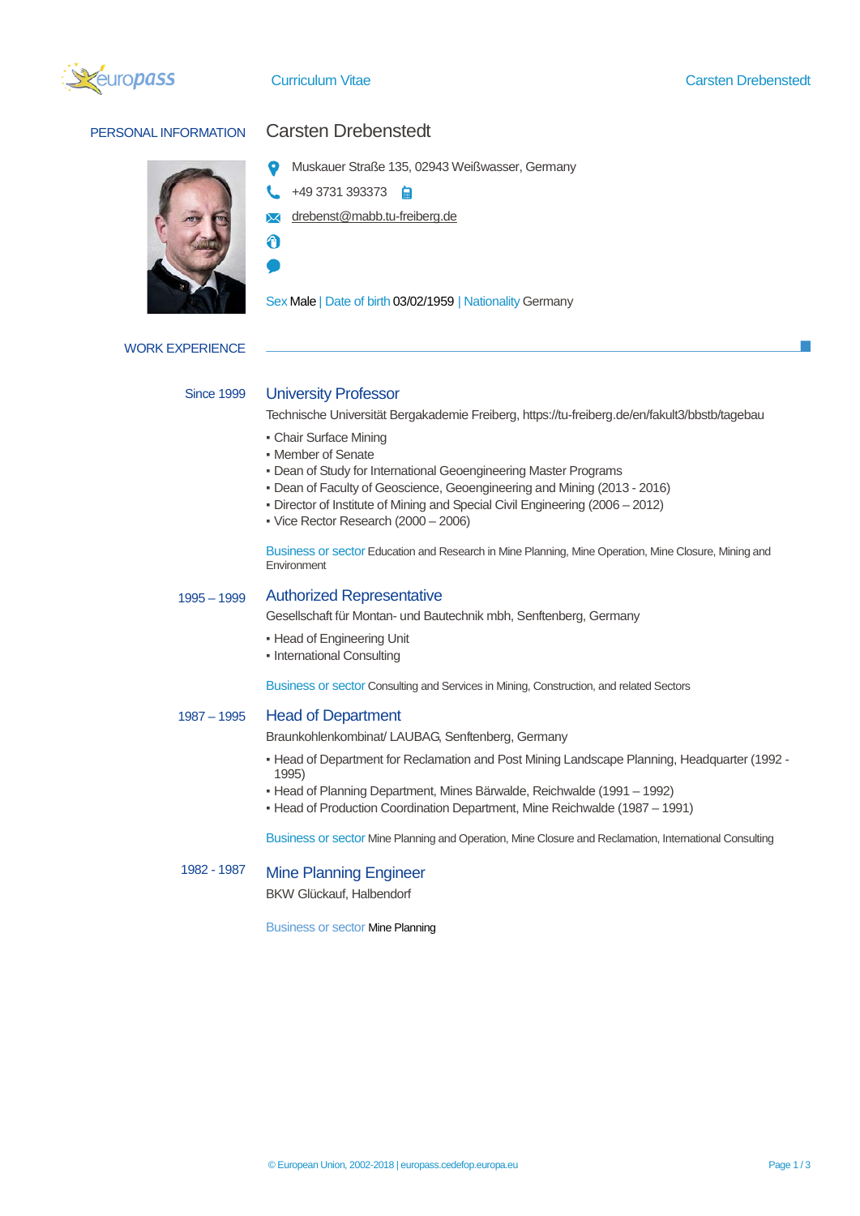# Curriculum Vitae

## PERSONAL INFORMATION

**Carsten Drebenstedt**

Muskauer Straße 135, 02943 Weißwasser, Germany

+49 3731 393373

drebenst@mabb.tu-freiberg.de

Sex Male | Date of birth 03/02/1959 | Nationality Germany

## WORK EXPERIENCE

### Since 1999 — University Professor

Technische Universität Bergakademie Freiberg, https://tu-freiberg.de/en/fakult3/bbstb/tagebau

- Chair Surface Mining
- Member of Senate
- Dean of Study for International Geoengineering Master Programs
- Dean of Faculty of Geoscience, Geoengineering and Mining (2013 - 2016)
- Director of Institute of Mining and Special Civil Engineering (2006 – 2012)
- Vice Rector Research (2000 – 2006)

Business or sector Education and Research in Mine Planning, Mine Operation, Mine Closure, Mining and Environment

### 1995 – 1999 — Authorized Representative

Gesellschaft für Montan- und Bautechnik mbh, Senftenberg, Germany

- Head of Engineering Unit
- International Consulting

Business or sector Consulting and Services in Mining, Construction, and related Sectors

### 1987 – 1995 — Head of Department

Braunkohlenkombinat/ LAUBAG, Senftenberg, Germany

- Head of Department for Reclamation and Post Mining Landscape Planning, Headquarter (1992 - 1995)
- Head of Planning Department, Mines Bärwalde, Reichwalde (1991 – 1992)
- Head of Production Coordination Department, Mine Reichwalde (1987 – 1991)

Business or sector Mine Planning and Operation, Mine Closure and Reclamation, International Consulting

### 1982 - 1987 — Mine Planning Engineer

BKW Glückauf, Halbendorf

Business or sector Mine Planning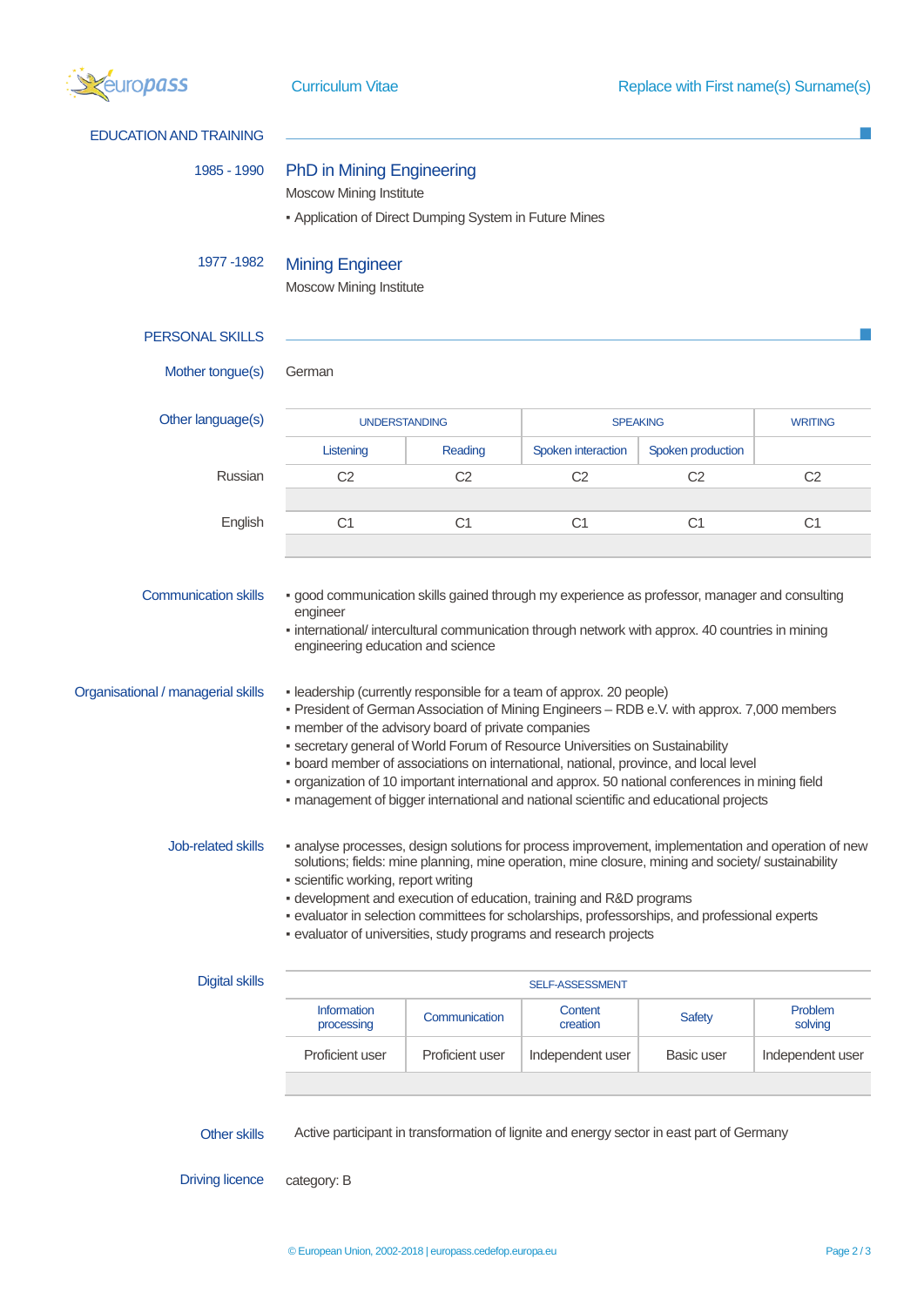## EDUCATION AND TRAINING

1985 - 1990

### PhD in Mining Engineering

Moscow Mining Institute

- Application of Direct Dumping System in Future Mines

1977 -1982

### Mining Engineer

Moscow Mining Institute

## PERSONAL SKILLS

**Mother tongue(s)**

German

**Other language(s)**

| | UNDERSTANDING | | SPEAKING | | WRITING |
|---|---|---|---|---|---|
| | Listening | Reading | Spoken interaction | Spoken production | |
| Russian | C2 | C2 | C2 | C2 | C2 |
| English | C1 | C1 | C1 | C1 | C1 |

**Communication skills**

- good communication skills gained through my experience as professor, manager and consulting engineer
- international/ intercultural communication through network with approx. 40 countries in mining engineering education and science

**Organisational / managerial skills**

- leadership (currently responsible for a team of approx. 20 people)
- President of German Association of Mining Engineers – RDB e.V. with approx. 7,000 members
- member of the advisory board of private companies
- secretary general of World Forum of Resource Universities on Sustainability
- board member of associations on international, national, province, and local level
- organization of 10 important international and approx. 50 national conferences in mining field
- management of bigger international and national scientific and educational projects

**Job-related skills**

- analyse processes, design solutions for process improvement, implementation and operation of new solutions; fields: mine planning, mine operation, mine closure, mining and society/ sustainability
- scientific working, report writing
- development and execution of education, training and R&D programs
- evaluator in selection committees for scholarships, professorships, and professional experts
- evaluator of universities, study programs and research projects

**Digital skills**

| SELF-ASSESSMENT | | | | |
|---|---|---|---|---|
| Information processing | Communication | Content creation | Safety | Problem solving |
| Proficient user | Proficient user | Independent user | Basic user | Independent user |

**Other skills**

Active participant in transformation of lignite and energy sector in east part of Germany

**Driving licence**

category: B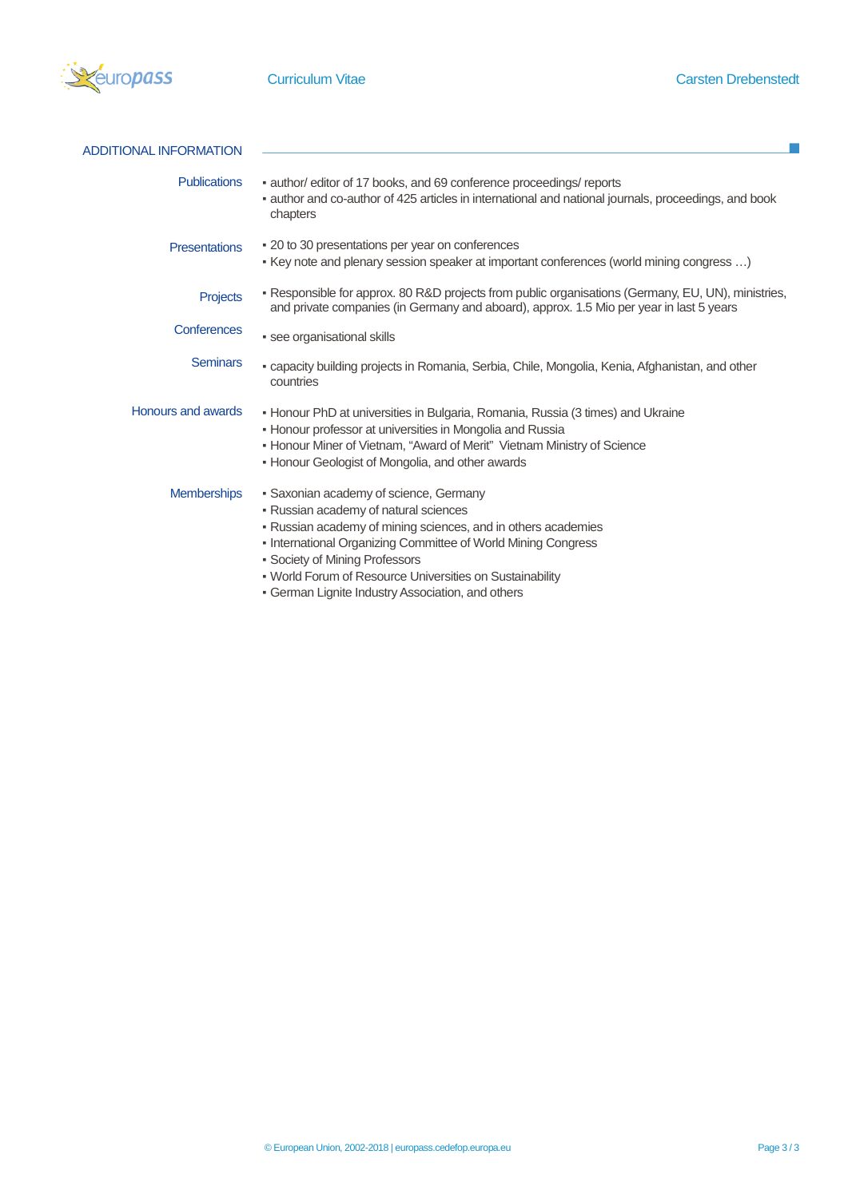## ADDITIONAL INFORMATION

**Publications**

- author/ editor of 17 books, and 69 conference proceedings/ reports
- author and co-author of 425 articles in international and national journals, proceedings, and book chapters

**Presentations**

- 20 to 30 presentations per year on conferences
- Key note and plenary session speaker at important conferences (world mining congress …)

**Projects**

- Responsible for approx. 80 R&D projects from public organisations (Germany, EU, UN), ministries, and private companies (in Germany and aboard), approx. 1.5 Mio per year in last 5 years

**Conferences**

- see organisational skills

**Seminars**

- capacity building projects in Romania, Serbia, Chile, Mongolia, Kenia, Afghanistan, and other countries

**Honours and awards**

- Honour PhD at universities in Bulgaria, Romania, Russia (3 times) and Ukraine
- Honour professor at universities in Mongolia and Russia
- Honour Miner of Vietnam, "Award of Merit" Vietnam Ministry of Science
- Honour Geologist of Mongolia, and other awards

**Memberships**

- Saxonian academy of science, Germany
- Russian academy of natural sciences
- Russian academy of mining sciences, and in others academies
- International Organizing Committee of World Mining Congress
- Society of Mining Professors
- World Forum of Resource Universities on Sustainability
- German Lignite Industry Association, and others